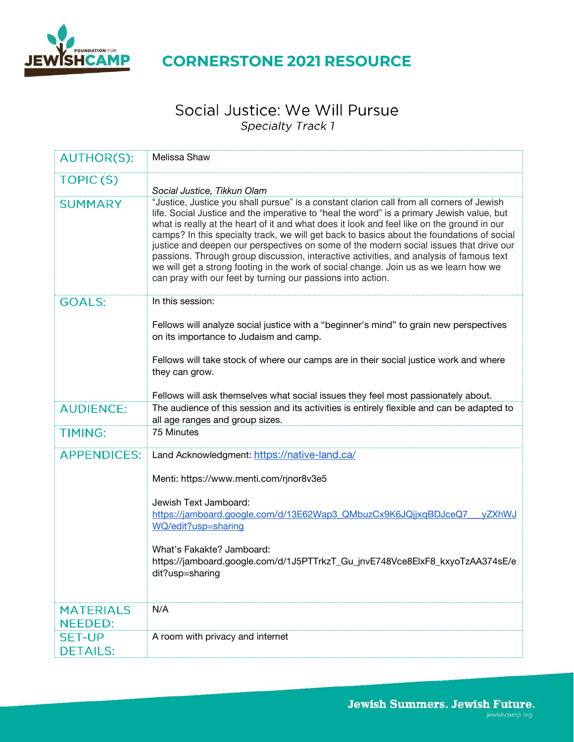# CORNERSTONE 2021 RESOURCE

## Social Justice: We Will Pursue

*Specialty Track 1*

| | |
|---|---|
| AUTHOR(S): | Melissa Shaw |
| TOPIC (S) | *Social Justice, Tikkun Olam* |
| SUMMARY | "Justice, Justice you shall pursue" is a constant clarion call from all corners of Jewish life. Social Justice and the imperative to "heal the word" is a primary Jewish value, but what is really at the heart of it and what does it look and feel like on the ground in our camps? In this specialty track, we will get back to basics about the foundations of social justice and deepen our perspectives on some of the modern social issues that drive our passions. Through group discussion, interactive activities, and analysis of famous text we will get a strong footing in the work of social change. Join us as we learn how we can pray with our feet by turning our passions into action. |
| GOALS: | In this session:<br><br>Fellows will analyze social justice with a "beginner's mind" to grain new perspectives on its importance to Judaism and camp.<br><br>Fellows will take stock of where our camps are in their social justice work and where they can grow.<br><br>Fellows will ask themselves what social issues they feel most passionately about. |
| AUDIENCE: | The audience of this session and its activities is entirely flexible and can be adapted to all age ranges and group sizes. |
| TIMING: | 75 Minutes |
| APPENDICES: | Land Acknowledgment: https://native-land.ca/<br><br>Menti: https://www.menti.com/rjnor8v3e5<br><br>Jewish Text Jamboard:<br>https://jamboard.google.com/d/13E62Wap3_QMbuzCx9K6JQjjxqBDJceQ7___yZXhWJWQ/edit?usp=sharing<br><br>What's Fakakte? Jamboard:<br>https://jamboard.google.com/d/1J5PTTrkzT_Gu_jnvE748Vce8ElxF8_kxyoTzAA374sE/edit?usp=sharing |
| MATERIALS NEEDED: | N/A |
| SET-UP DETAILS: | A room with privacy and internet |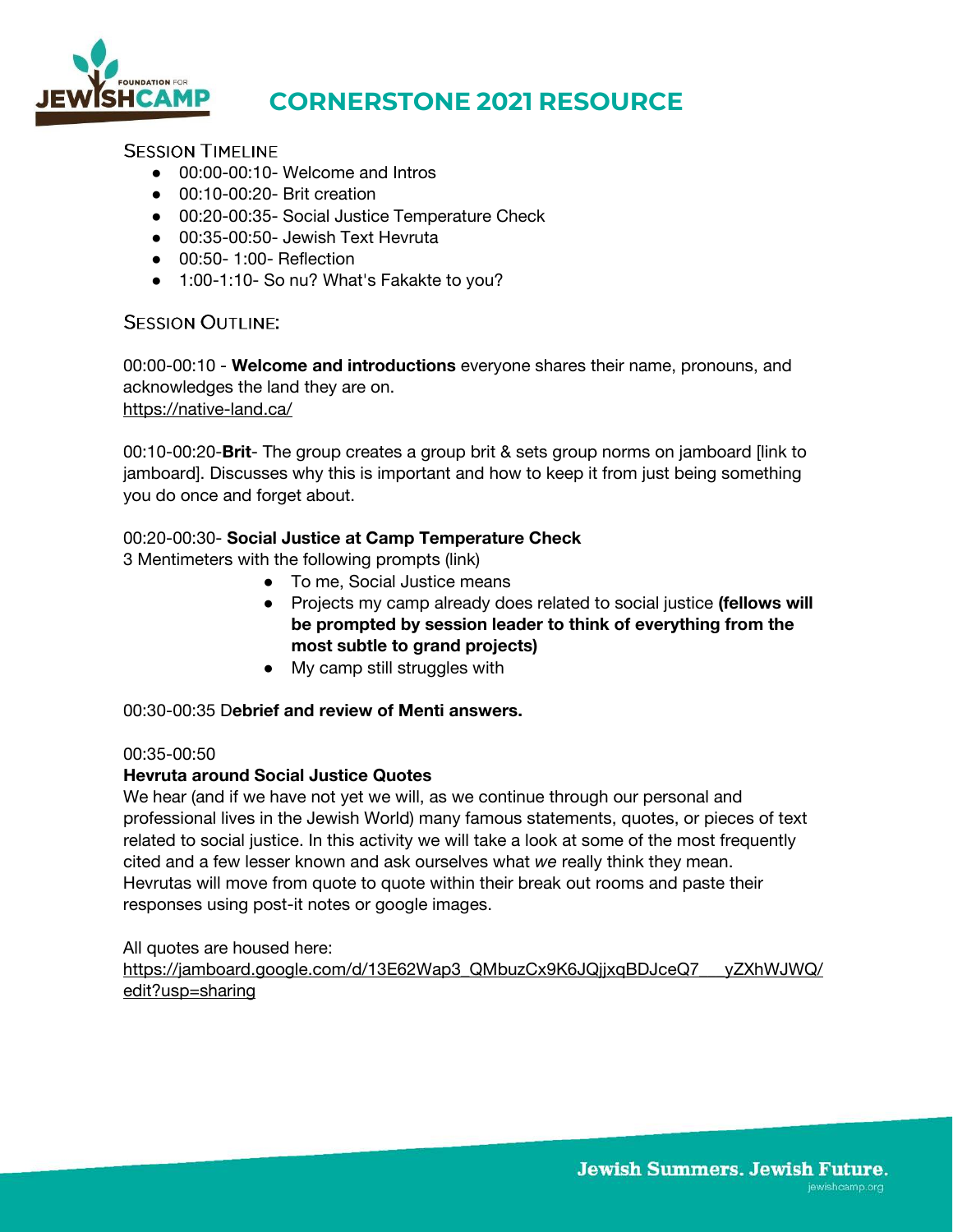# CORNERSTONE 2021 RESOURCE

## Session Timeline

- 00:00-00:10- Welcome and Intros
- 00:10-00:20- Brit creation
- 00:20-00:35- Social Justice Temperature Check
- 00:35-00:50- Jewish Text Hevruta
- 00:50- 1:00- Reflection
- 1:00-1:10- So nu? What's Fakakte to you?

## Session Outline:

00:00-00:10 - **Welcome and introductions** everyone shares their name, pronouns, and acknowledges the land they are on.
https://native-land.ca/

00:10-00:20-**Brit**- The group creates a group brit & sets group norms on jamboard [link to jamboard]. Discusses why this is important and how to keep it from just being something you do once and forget about.

00:20-00:30- **Social Justice at Camp Temperature Check**
3 Mentimeters with the following prompts (link)

- To me, Social Justice means
- Projects my camp already does related to social justice **(fellows will be prompted by session leader to think of everything from the most subtle to grand projects)**
- My camp still struggles with

00:30-00:35 D**ebrief and review of Menti answers.**

00:35-00:50
**Hevruta around Social Justice Quotes**
We hear (and if we have not yet we will, as we continue through our personal and professional lives in the Jewish World) many famous statements, quotes, or pieces of text related to social justice. In this activity we will take a look at some of the most frequently cited and a few lesser known and ask ourselves what *we* really think they mean. Hevrutas will move from quote to quote within their break out rooms and paste their responses using post-it notes or google images.

All quotes are housed here:
https://jamboard.google.com/d/13E62Wap3_QMbuzCx9K6JQjjxqBDJceQ7___yZXhWJWQ/edit?usp=sharing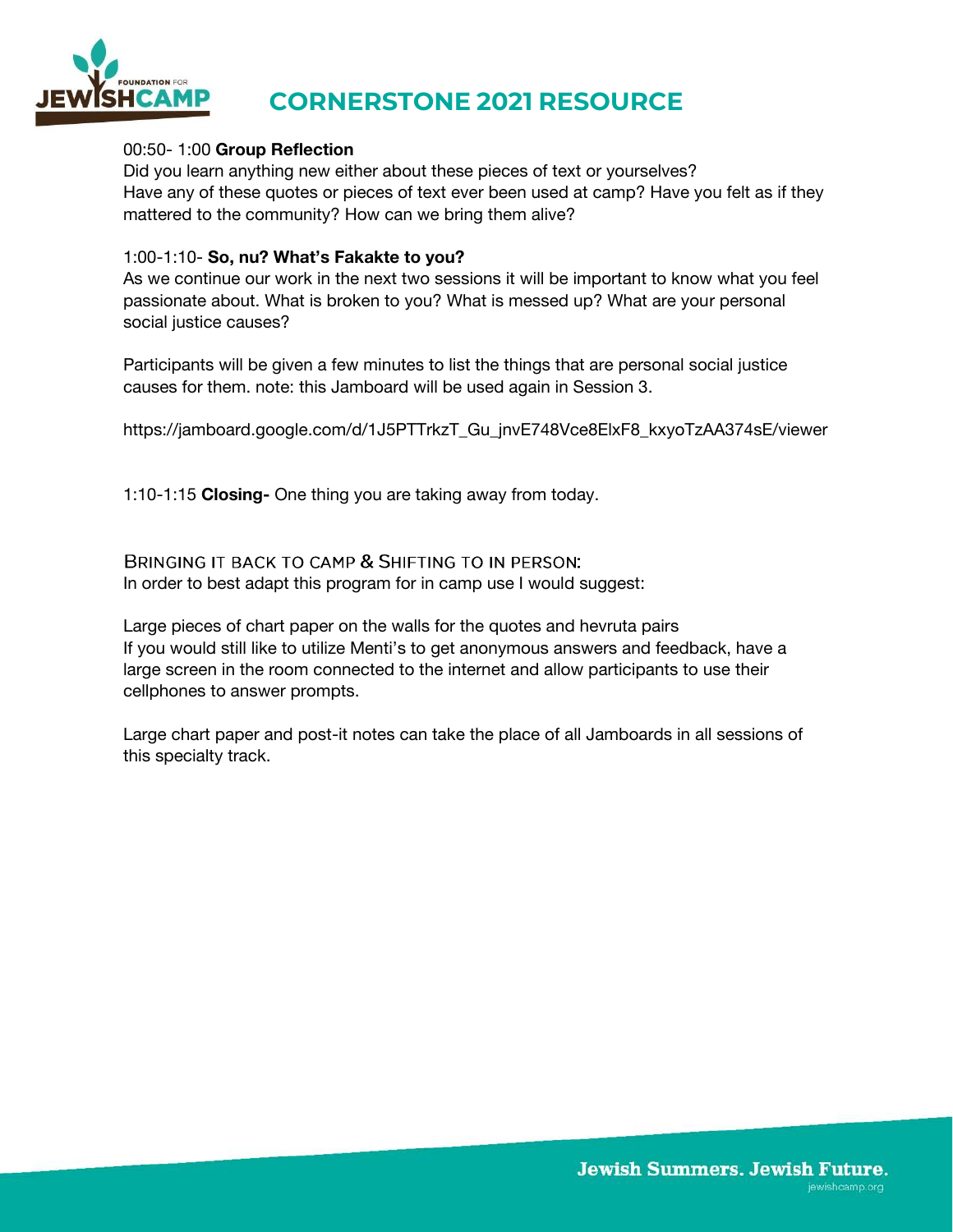00:50- 1:00 **Group Reflection**
Did you learn anything new either about these pieces of text or yourselves?
Have any of these quotes or pieces of text ever been used at camp? Have you felt as if they mattered to the community? How can we bring them alive?

1:00-1:10- **So, nu? What's Fakakte to you?**
As we continue our work in the next two sessions it will be important to know what you feel passionate about. What is broken to you? What is messed up? What are your personal social justice causes?

Participants will be given a few minutes to list the things that are personal social justice causes for them. note: this Jamboard will be used again in Session 3.

https://jamboard.google.com/d/1J5PTTrkzT_Gu_jnvE748Vce8ElxF8_kxyoTzAA374sE/viewer

1:10-1:15 **Closing-** One thing you are taking away from today.

## Bringing it back to camp & Shifting to in person:

In order to best adapt this program for in camp use I would suggest:

Large pieces of chart paper on the walls for the quotes and hevruta pairs
If you would still like to utilize Menti's to get anonymous answers and feedback, have a large screen in the room connected to the internet and allow participants to use their cellphones to answer prompts.

Large chart paper and post-it notes can take the place of all Jamboards in all sessions of this specialty track.